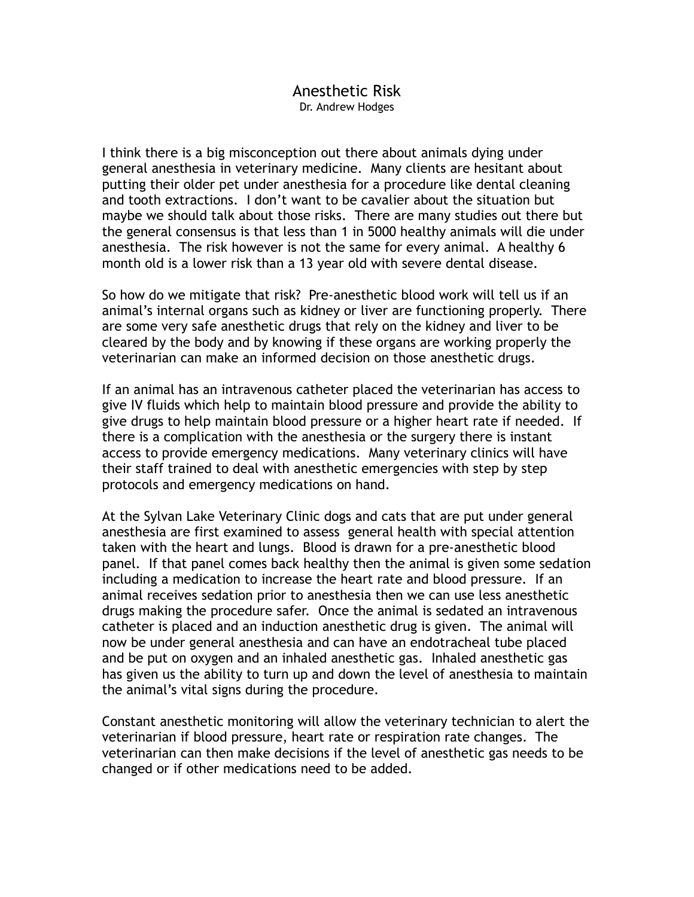# Anesthetic Risk

Dr. Andrew Hodges

I think there is a big misconception out there about animals dying under general anesthesia in veterinary medicine. Many clients are hesitant about putting their older pet under anesthesia for a procedure like dental cleaning and tooth extractions. I don't want to be cavalier about the situation but maybe we should talk about those risks. There are many studies out there but the general consensus is that less than 1 in 5000 healthy animals will die under anesthesia. The risk however is not the same for every animal. A healthy 6 month old is a lower risk than a 13 year old with severe dental disease.

So how do we mitigate that risk? Pre-anesthetic blood work will tell us if an animal's internal organs such as kidney or liver are functioning properly. There are some very safe anesthetic drugs that rely on the kidney and liver to be cleared by the body and by knowing if these organs are working properly the veterinarian can make an informed decision on those anesthetic drugs.

If an animal has an intravenous catheter placed the veterinarian has access to give IV fluids which help to maintain blood pressure and provide the ability to give drugs to help maintain blood pressure or a higher heart rate if needed. If there is a complication with the anesthesia or the surgery there is instant access to provide emergency medications. Many veterinary clinics will have their staff trained to deal with anesthetic emergencies with step by step protocols and emergency medications on hand.

At the Sylvan Lake Veterinary Clinic dogs and cats that are put under general anesthesia are first examined to assess general health with special attention taken with the heart and lungs. Blood is drawn for a pre-anesthetic blood panel. If that panel comes back healthy then the animal is given some sedation including a medication to increase the heart rate and blood pressure. If an animal receives sedation prior to anesthesia then we can use less anesthetic drugs making the procedure safer. Once the animal is sedated an intravenous catheter is placed and an induction anesthetic drug is given. The animal will now be under general anesthesia and can have an endotracheal tube placed and be put on oxygen and an inhaled anesthetic gas. Inhaled anesthetic gas has given us the ability to turn up and down the level of anesthesia to maintain the animal's vital signs during the procedure.

Constant anesthetic monitoring will allow the veterinary technician to alert the veterinarian if blood pressure, heart rate or respiration rate changes. The veterinarian can then make decisions if the level of anesthetic gas needs to be changed or if other medications need to be added.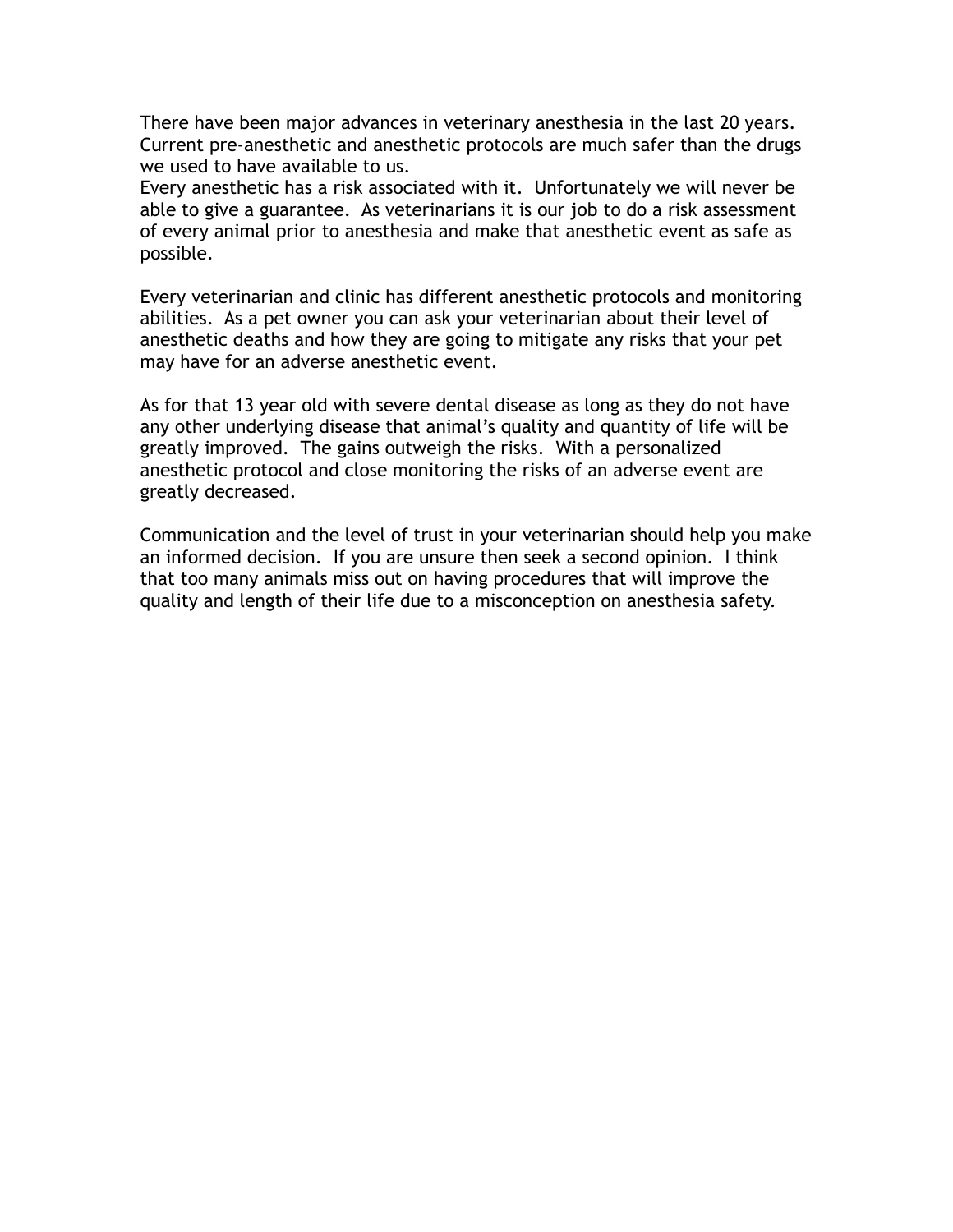There have been major advances in veterinary anesthesia in the last 20 years. Current pre-anesthetic and anesthetic protocols are much safer than the drugs we used to have available to us.
Every anesthetic has a risk associated with it. Unfortunately we will never be able to give a guarantee. As veterinarians it is our job to do a risk assessment of every animal prior to anesthesia and make that anesthetic event as safe as possible.

Every veterinarian and clinic has different anesthetic protocols and monitoring abilities. As a pet owner you can ask your veterinarian about their level of anesthetic deaths and how they are going to mitigate any risks that your pet may have for an adverse anesthetic event.

As for that 13 year old with severe dental disease as long as they do not have any other underlying disease that animal's quality and quantity of life will be greatly improved. The gains outweigh the risks. With a personalized anesthetic protocol and close monitoring the risks of an adverse event are greatly decreased.

Communication and the level of trust in your veterinarian should help you make an informed decision. If you are unsure then seek a second opinion. I think that too many animals miss out on having procedures that will improve the quality and length of their life due to a misconception on anesthesia safety.